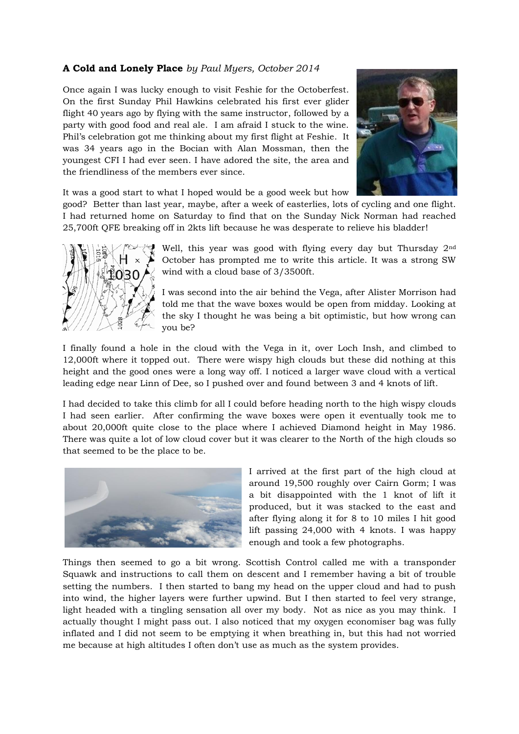**A Cold and Lonely Place** *by Paul Myers, October 2014*

Once again I was lucky enough to visit Feshie for the Octoberfest. On the first Sunday Phil Hawkins celebrated his first ever glider flight 40 years ago by flying with the same instructor, followed by a party with good food and real ale. I am afraid I stuck to the wine. Phil's celebration got me thinking about my first flight at Feshie. It was 34 years ago in the Bocian with Alan Mossman, then the youngest CFI I had ever seen. I have adored the site, the area and the friendliness of the members ever since.

It was a good start to what I hoped would be a good week but how good? Better than last year, maybe, after a week of easterlies, lots of cycling and one flight. I had returned home on Saturday to find that on the Sunday Nick Norman had reached 25,700ft QFE breaking off in 2kts lift because he was desperate to relieve his bladder!

Well, this year was good with flying every day but Thursday 2nd October has prompted me to write this article. It was a strong SW wind with a cloud base of 3/3500ft.

I was second into the air behind the Vega, after Alister Morrison had told me that the wave boxes would be open from midday. Looking at the sky I thought he was being a bit optimistic, but how wrong can you be?

I finally found a hole in the cloud with the Vega in it, over Loch Insh, and climbed to 12,000ft where it topped out. There were wispy high clouds but these did nothing at this height and the good ones were a long way off. I noticed a larger wave cloud with a vertical leading edge near Linn of Dee, so I pushed over and found between 3 and 4 knots of lift.

I had decided to take this climb for all I could before heading north to the high wispy clouds I had seen earlier. After confirming the wave boxes were open it eventually took me to about 20,000ft quite close to the place where I achieved Diamond height in May 1986. There was quite a lot of low cloud cover but it was clearer to the North of the high clouds so that seemed to be the place to be.

I arrived at the first part of the high cloud at around 19,500 roughly over Cairn Gorm; I was a bit disappointed with the 1 knot of lift it produced, but it was stacked to the east and after flying along it for 8 to 10 miles I hit good lift passing 24,000 with 4 knots. I was happy enough and took a few photographs.

Things then seemed to go a bit wrong. Scottish Control called me with a transponder Squawk and instructions to call them on descent and I remember having a bit of trouble setting the numbers. I then started to bang my head on the upper cloud and had to push into wind, the higher layers were further upwind. But I then started to feel very strange, light headed with a tingling sensation all over my body. Not as nice as you may think. I actually thought I might pass out. I also noticed that my oxygen economiser bag was fully inflated and I did not seem to be emptying it when breathing in, but this had not worried me because at high altitudes I often don't use as much as the system provides.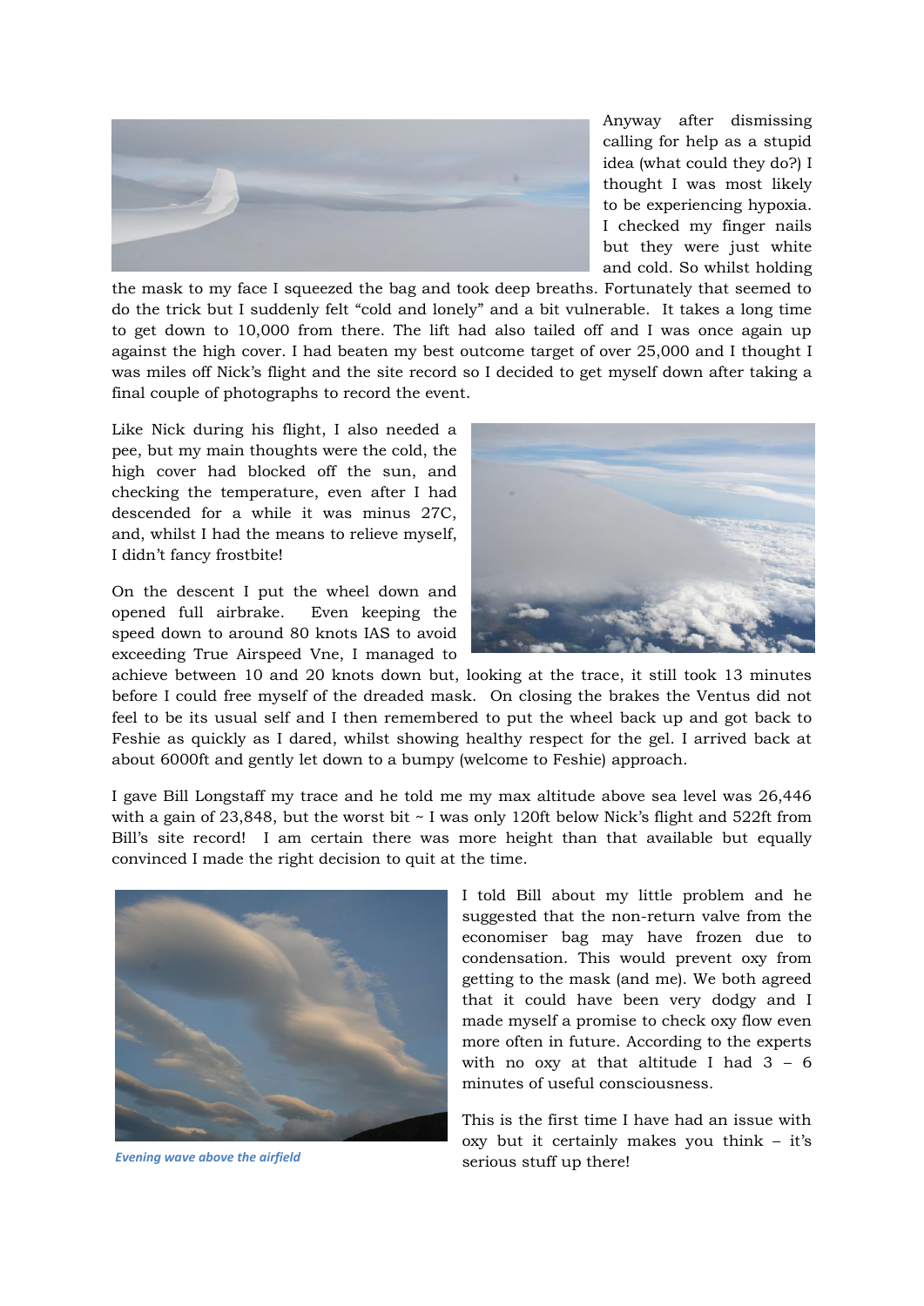Anyway after dismissing calling for help as a stupid idea (what could they do?) I thought I was most likely to be experiencing hypoxia. I checked my finger nails but they were just white and cold. So whilst holding the mask to my face I squeezed the bag and took deep breaths. Fortunately that seemed to do the trick but I suddenly felt "cold and lonely" and a bit vulnerable. It takes a long time to get down to 10,000 from there. The lift had also tailed off and I was once again up against the high cover. I had beaten my best outcome target of over 25,000 and I thought I was miles off Nick's flight and the site record so I decided to get myself down after taking a final couple of photographs to record the event.

Like Nick during his flight, I also needed a pee, but my main thoughts were the cold, the high cover had blocked off the sun, and checking the temperature, even after I had descended for a while it was minus 27C, and, whilst I had the means to relieve myself, I didn't fancy frostbite!

On the descent I put the wheel down and opened full airbrake. Even keeping the speed down to around 80 knots IAS to avoid exceeding True Airspeed Vne, I managed to achieve between 10 and 20 knots down but, looking at the trace, it still took 13 minutes before I could free myself of the dreaded mask. On closing the brakes the Ventus did not feel to be its usual self and I then remembered to put the wheel back up and got back to Feshie as quickly as I dared, whilst showing healthy respect for the gel. I arrived back at about 6000ft and gently let down to a bumpy (welcome to Feshie) approach.

I gave Bill Longstaff my trace and he told me my max altitude above sea level was 26,446 with a gain of 23,848, but the worst bit ~ I was only 120ft below Nick's flight and 522ft from Bill's site record! I am certain there was more height than that available but equally convinced I made the right decision to quit at the time.

*Evening wave above the airfield*

I told Bill about my little problem and he suggested that the non-return valve from the economiser bag may have frozen due to condensation. This would prevent oxy from getting to the mask (and me). We both agreed that it could have been very dodgy and I made myself a promise to check oxy flow even more often in future. According to the experts with no oxy at that altitude I had 3 – 6 minutes of useful consciousness.

This is the first time I have had an issue with oxy but it certainly makes you think – it's serious stuff up there!